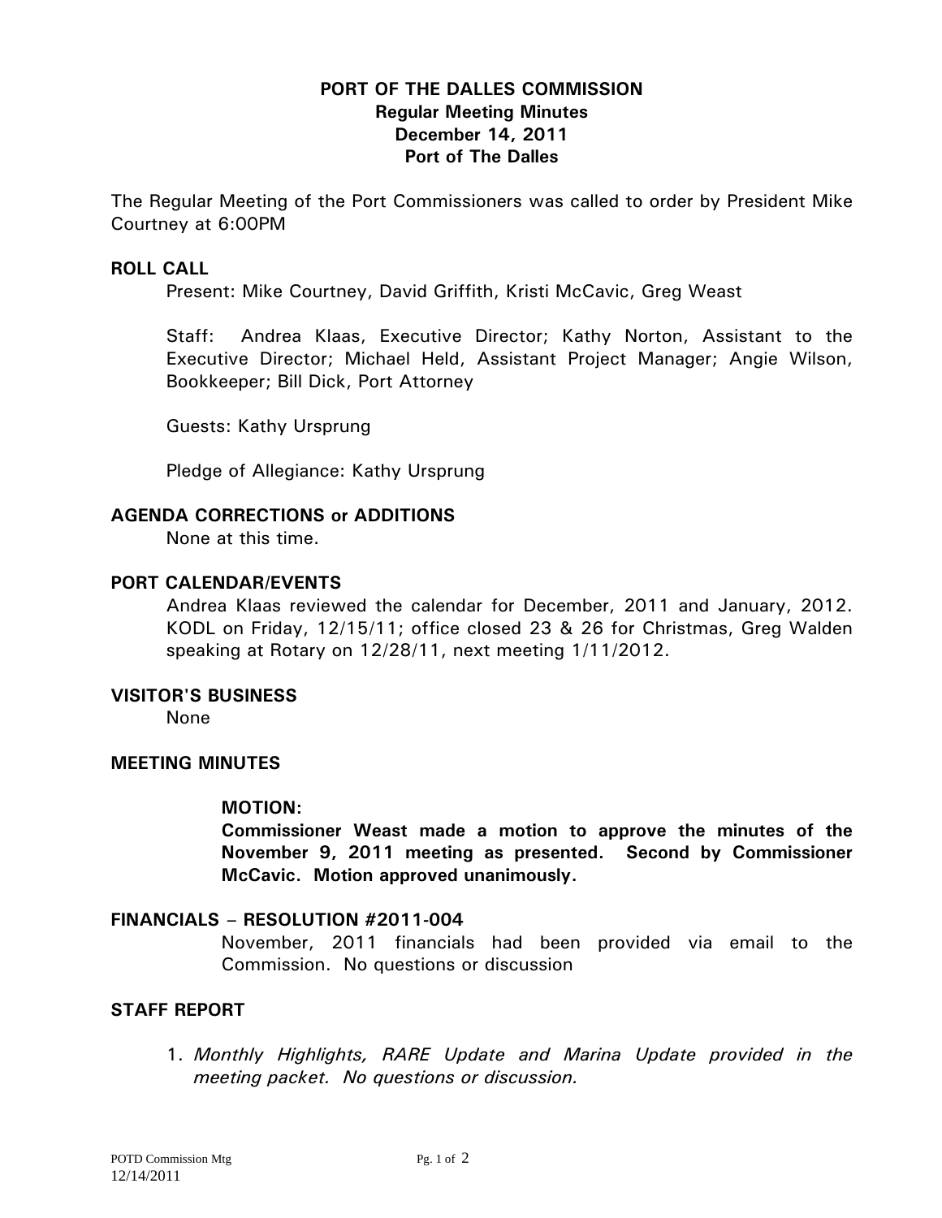**PORT OF THE DALLES COMMISSION**
**Regular Meeting Minutes**
**December 14, 2011**
**Port of The Dalles**

The Regular Meeting of the Port Commissioners was called to order by President Mike Courtney at 6:00PM

## ROLL CALL

Present: Mike Courtney, David Griffith, Kristi McCavic, Greg Weast

Staff: Andrea Klaas, Executive Director; Kathy Norton, Assistant to the Executive Director; Michael Held, Assistant Project Manager; Angie Wilson, Bookkeeper; Bill Dick, Port Attorney

Guests: Kathy Ursprung

Pledge of Allegiance: Kathy Ursprung

## AGENDA CORRECTIONS or ADDITIONS

None at this time.

## PORT CALENDAR/EVENTS

Andrea Klaas reviewed the calendar for December, 2011 and January, 2012. KODL on Friday, 12/15/11; office closed 23 & 26 for Christmas, Greg Walden speaking at Rotary on 12/28/11, next meeting 1/11/2012.

## VISITOR'S BUSINESS

None

## MEETING MINUTES

**MOTION:**
**Commissioner Weast made a motion to approve the minutes of the November 9, 2011 meeting as presented. Second by Commissioner McCavic. Motion approved unanimously.**

## FINANCIALS – RESOLUTION #2011-004

November, 2011 financials had been provided via email to the Commission. No questions or discussion

## STAFF REPORT

1. *Monthly Highlights, RARE Update and Marina Update provided in the meeting packet. No questions or discussion.*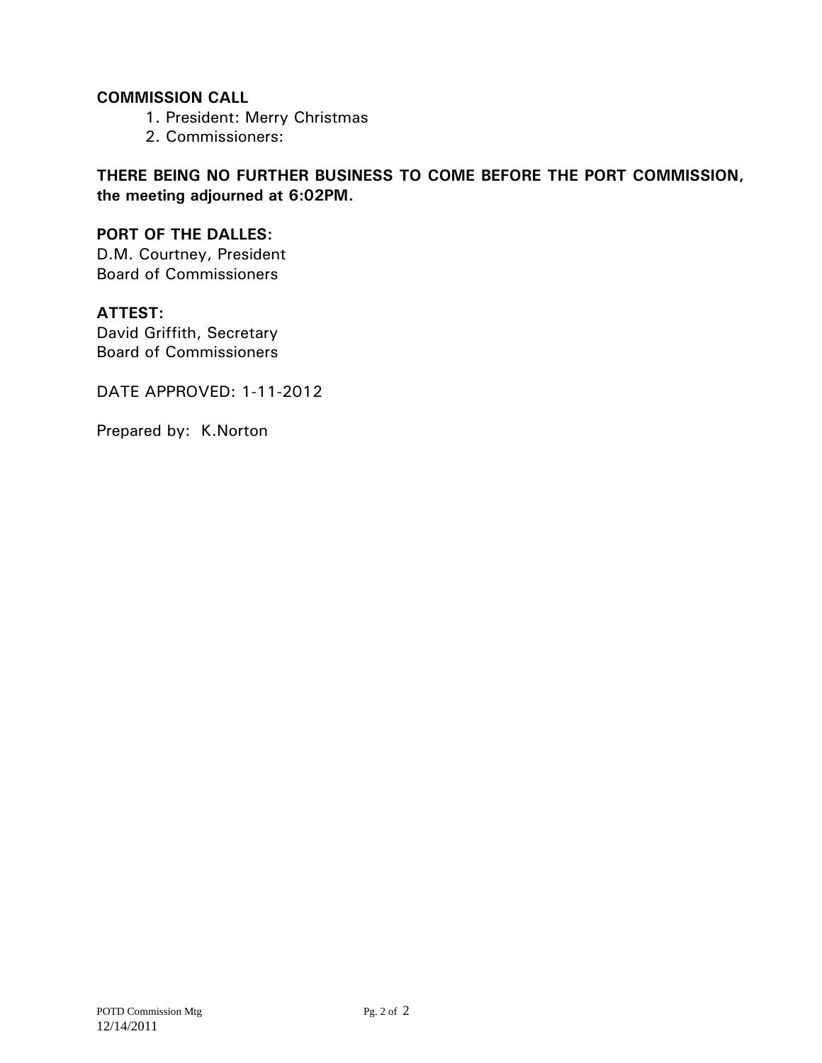**COMMISSION CALL**

1. President: Merry Christmas
2. Commissioners:

**THERE BEING NO FURTHER BUSINESS TO COME BEFORE THE PORT COMMISSION, the meeting adjourned at 6:02PM.**

**PORT OF THE DALLES:**
D.M. Courtney, President
Board of Commissioners

**ATTEST:**
David Griffith, Secretary
Board of Commissioners

DATE APPROVED: 1-11-2012

Prepared by: K.Norton